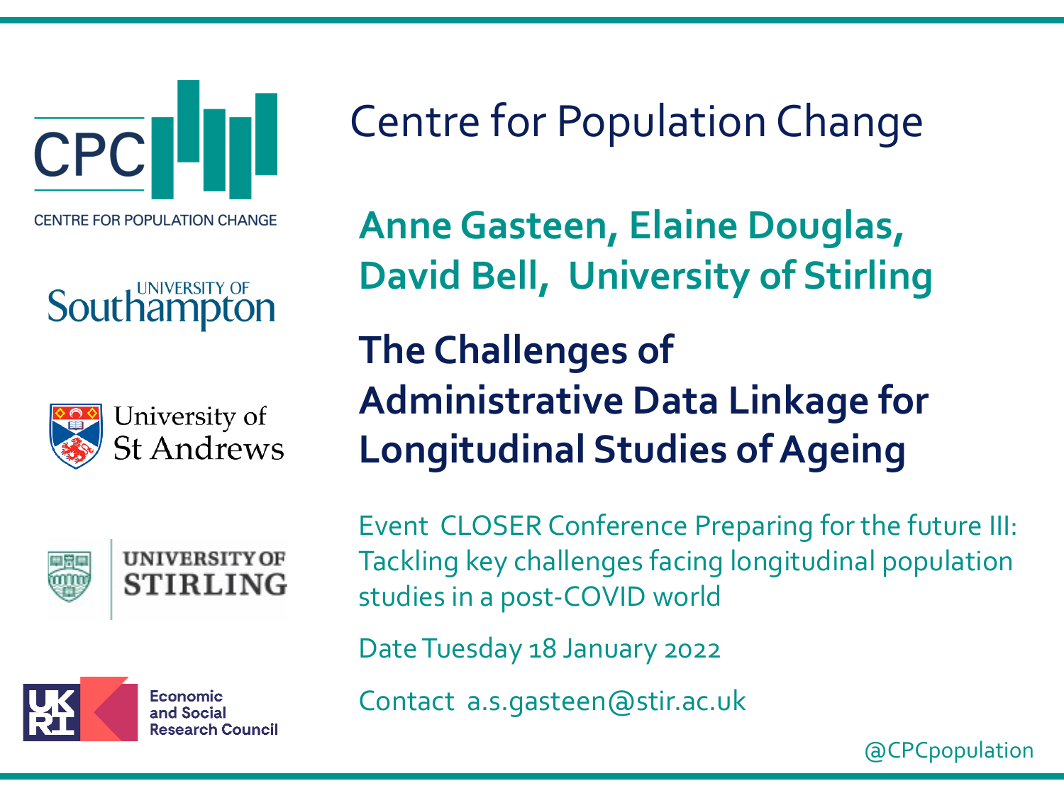CPC

CENTRE FOR POPULATION CHANGE

University of Southampton

University of St Andrews

UNIVERSITY OF STIRLING

UKRI Economic and Social Research Council

# Centre for Population Change

**Anne Gasteen, Elaine Douglas, David Bell, University of Stirling**

## The Challenges of Administrative Data Linkage for Longitudinal Studies of Ageing

Event CLOSER Conference Preparing for the future III: Tackling key challenges facing longitudinal population studies in a post-COVID world

Date Tuesday 18 January 2022

Contact a.s.gasteen@stir.ac.uk

@CPCpopulation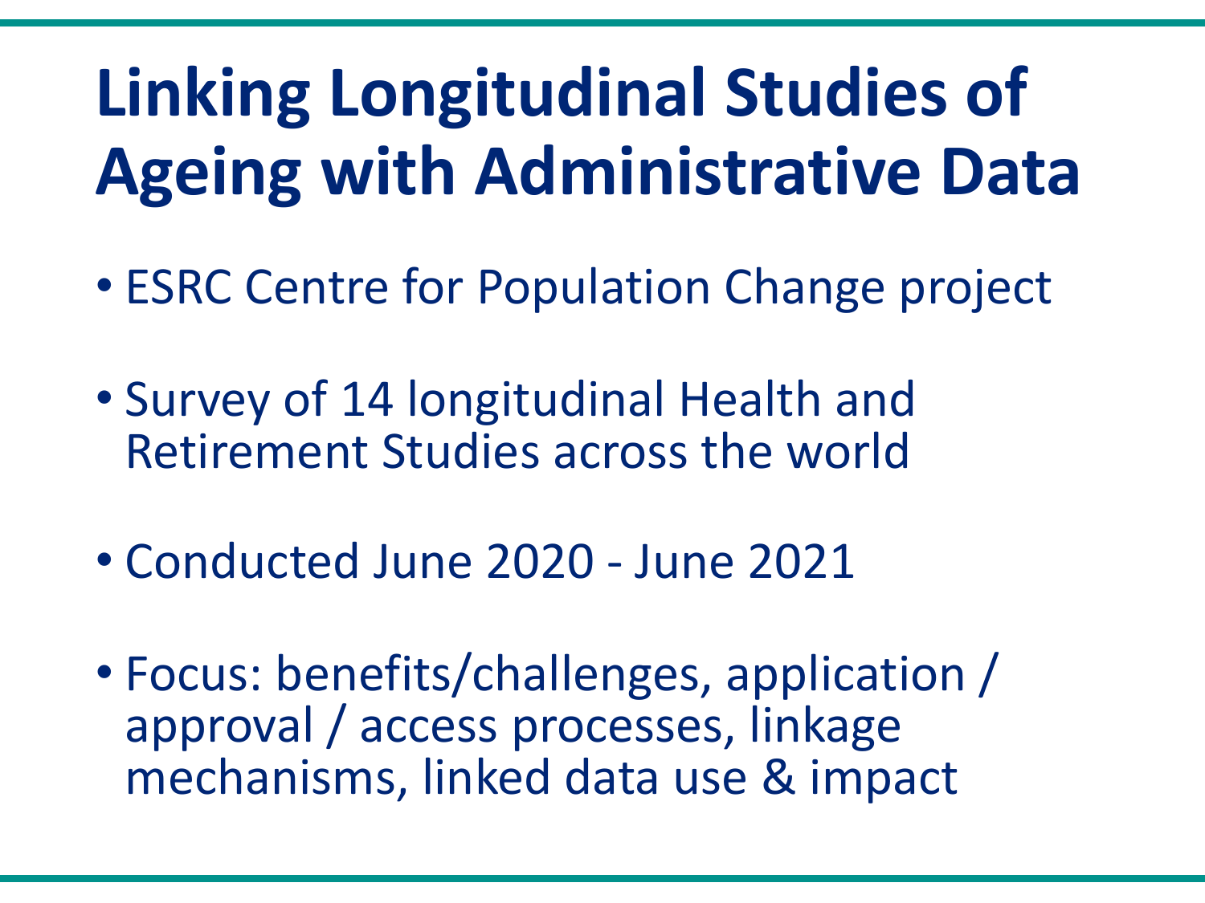# Linking Longitudinal Studies of Ageing with Administrative Data

- ESRC Centre for Population Change project
- Survey of 14 longitudinal Health and Retirement Studies across the world
- Conducted June 2020 - June 2021
- Focus: benefits/challenges, application / approval / access processes, linkage mechanisms, linked data use & impact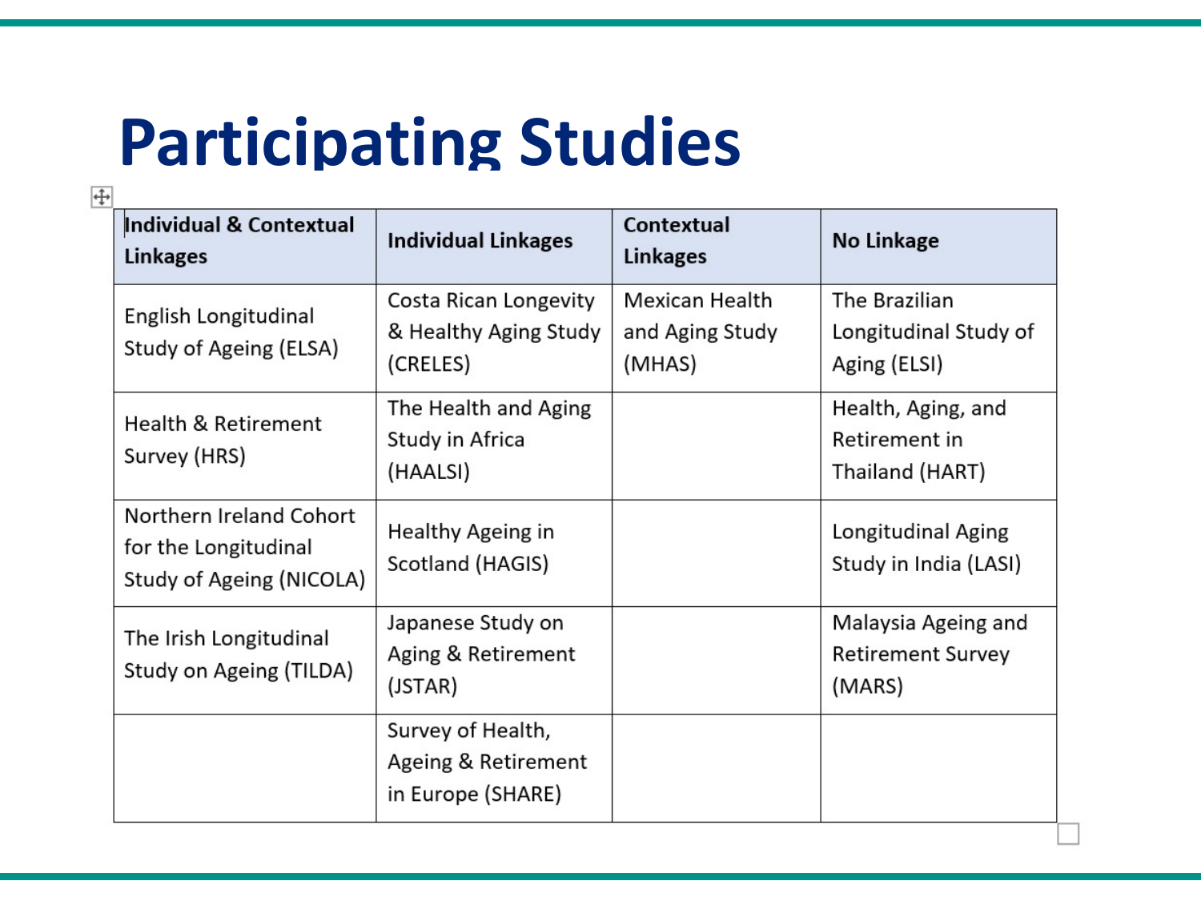# Participating Studies

| Individual & Contextual Linkages | Individual Linkages | Contextual Linkages | No Linkage |
|---|---|---|---|
| English Longitudinal Study of Ageing (ELSA) | Costa Rican Longevity & Healthy Aging Study (CRELES) | Mexican Health and Aging Study (MHAS) | The Brazilian Longitudinal Study of Aging (ELSI) |
| Health & Retirement Survey (HRS) | The Health and Aging Study in Africa (HAALSI) | | Health, Aging, and Retirement in Thailand (HART) |
| Northern Ireland Cohort for the Longitudinal Study of Ageing (NICOLA) | Healthy Ageing in Scotland (HAGIS) | | Longitudinal Aging Study in India (LASI) |
| The Irish Longitudinal Study on Ageing (TILDA) | Japanese Study on Aging & Retirement (JSTAR) | | Malaysia Ageing and Retirement Survey (MARS) |
| | Survey of Health, Ageing & Retirement in Europe (SHARE) | | |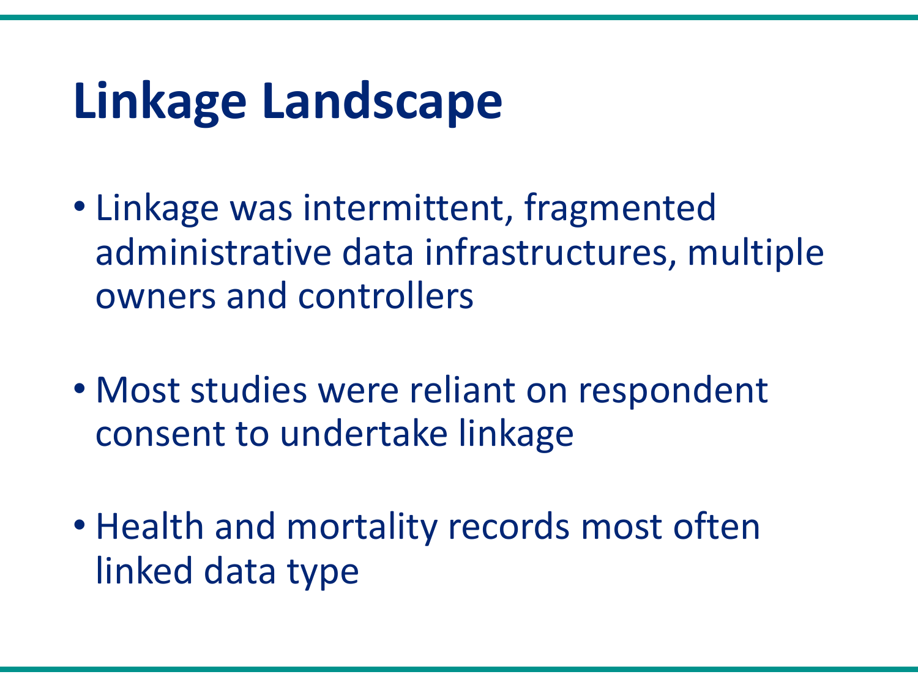# Linkage Landscape

- Linkage was intermittent, fragmented administrative data infrastructures, multiple owners and controllers
- Most studies were reliant on respondent consent to undertake linkage
- Health and mortality records most often linked data type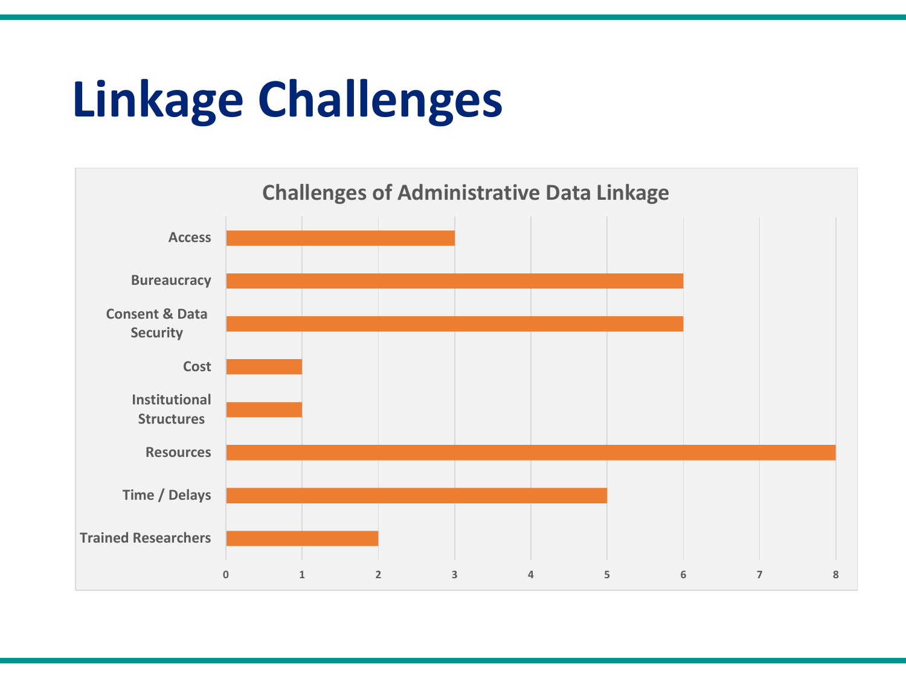# Linkage Challenges

**Challenges of Administrative Data Linkage**

| Challenge | Value |
| --- | --- |
| Access | 3 |
| Bureaucracy | 6 |
| Consent & Data Security | 6 |
| Cost | 1 |
| Institutional Structures | 1 |
| Resources | 8 |
| Time / Delays | 5 |
| Trained Researchers | 2 |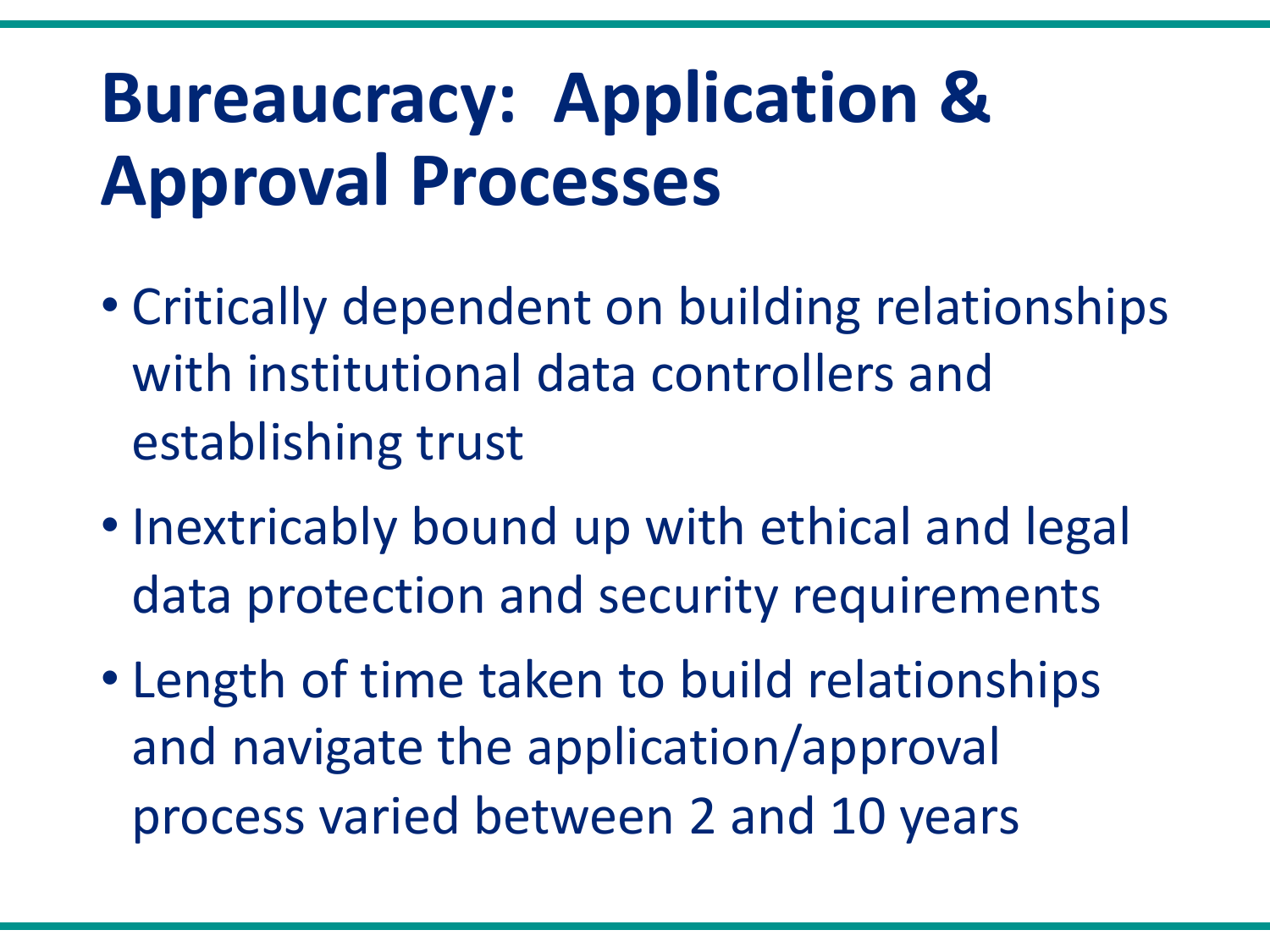# Bureaucracy: Application & Approval Processes

- Critically dependent on building relationships with institutional data controllers and establishing trust
- Inextricably bound up with ethical and legal data protection and security requirements
- Length of time taken to build relationships and navigate the application/approval process varied between 2 and 10 years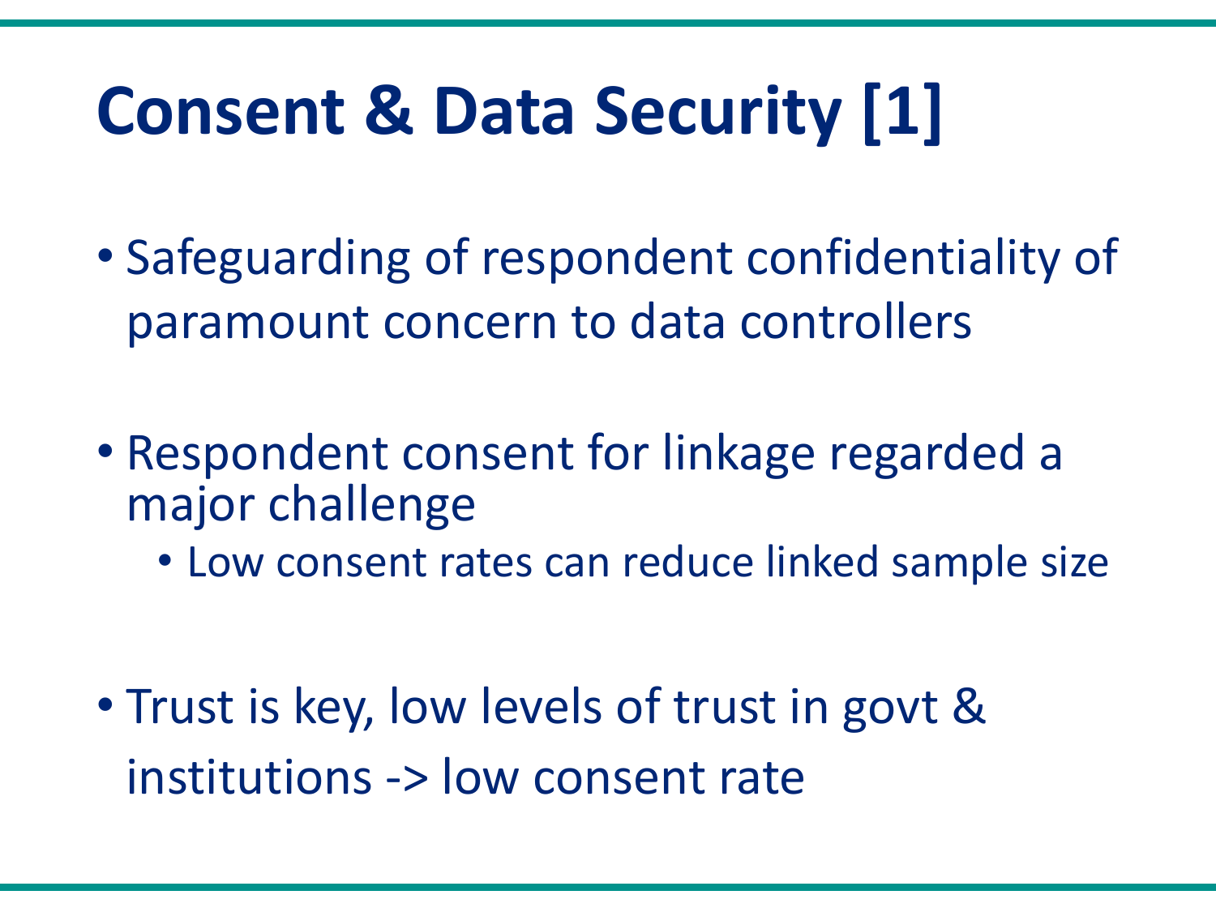# Consent & Data Security [1]

- Safeguarding of respondent confidentiality of paramount concern to data controllers

- Respondent consent for linkage regarded a major challenge
  - Low consent rates can reduce linked sample size

- Trust is key, low levels of trust in govt & institutions -> low consent rate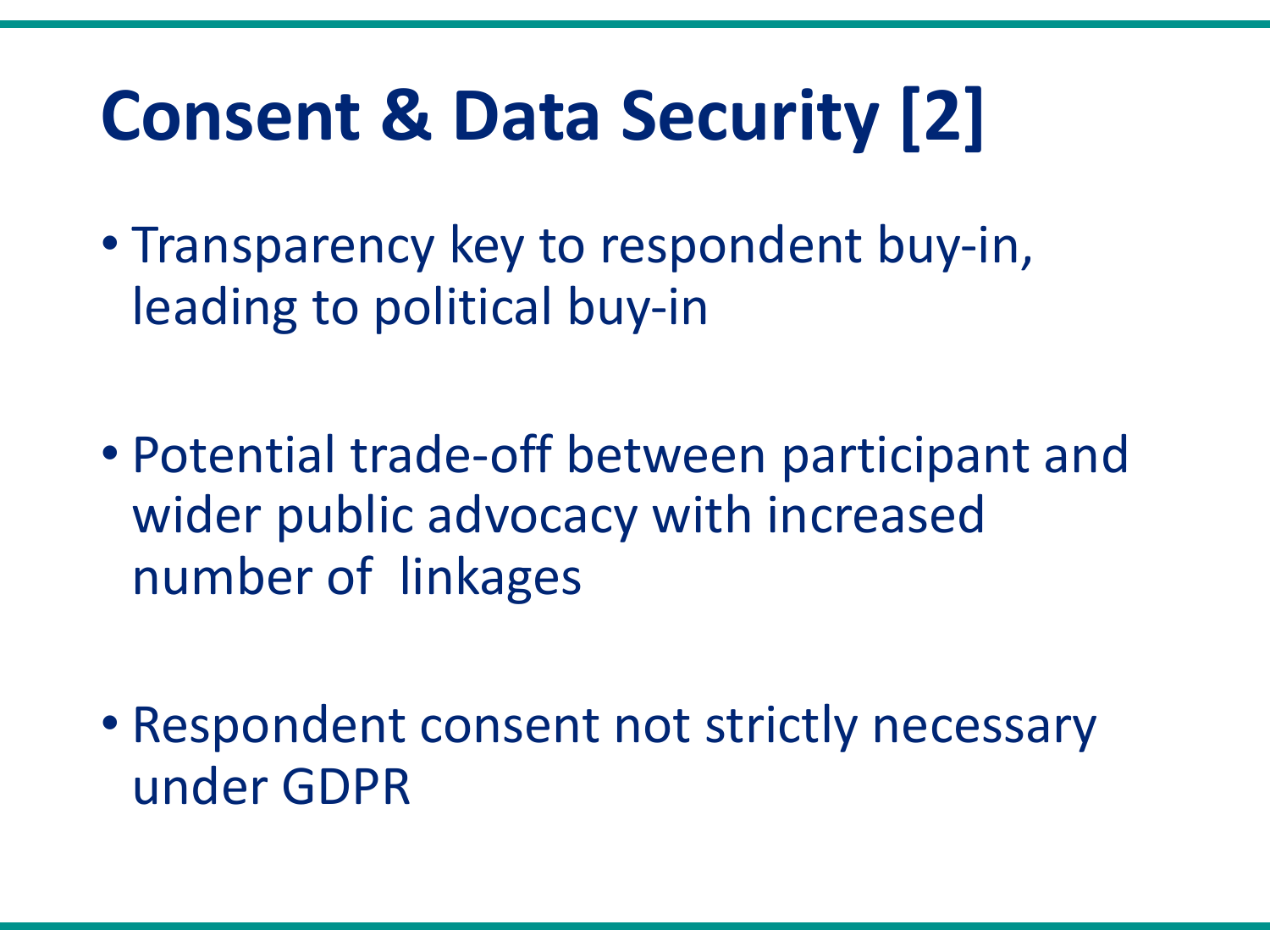# Consent & Data Security [2]

- Transparency key to respondent buy-in, leading to political buy-in
- Potential trade-off between participant and wider public advocacy with increased number of linkages
- Respondent consent not strictly necessary under GDPR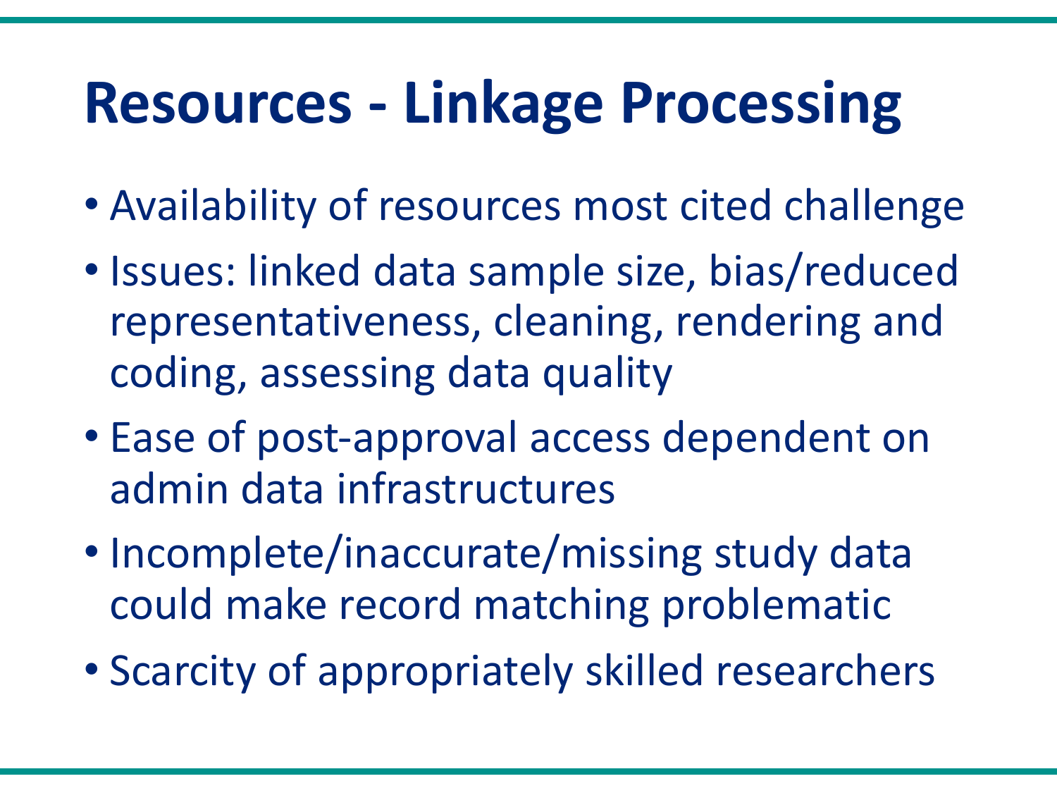# Resources - Linkage Processing

- Availability of resources most cited challenge
- Issues: linked data sample size, bias/reduced representativeness, cleaning, rendering and coding, assessing data quality
- Ease of post-approval access dependent on admin data infrastructures
- Incomplete/inaccurate/missing study data could make record matching problematic
- Scarcity of appropriately skilled researchers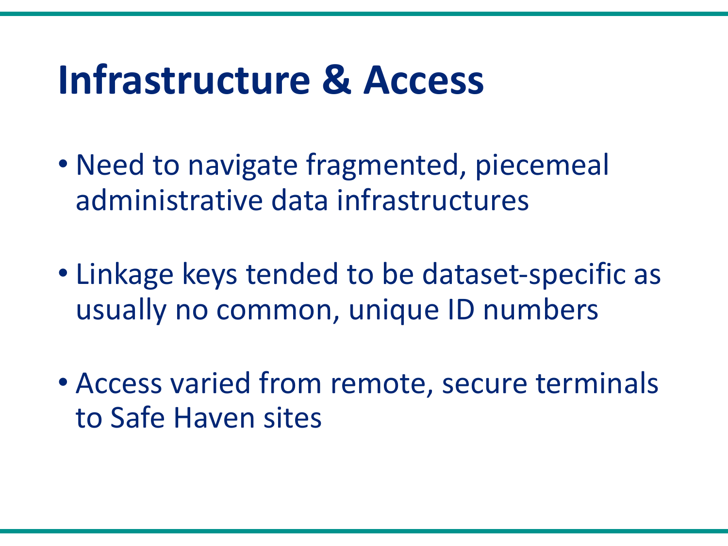# Infrastructure & Access

- Need to navigate fragmented, piecemeal administrative data infrastructures
- Linkage keys tended to be dataset-specific as usually no common, unique ID numbers
- Access varied from remote, secure terminals to Safe Haven sites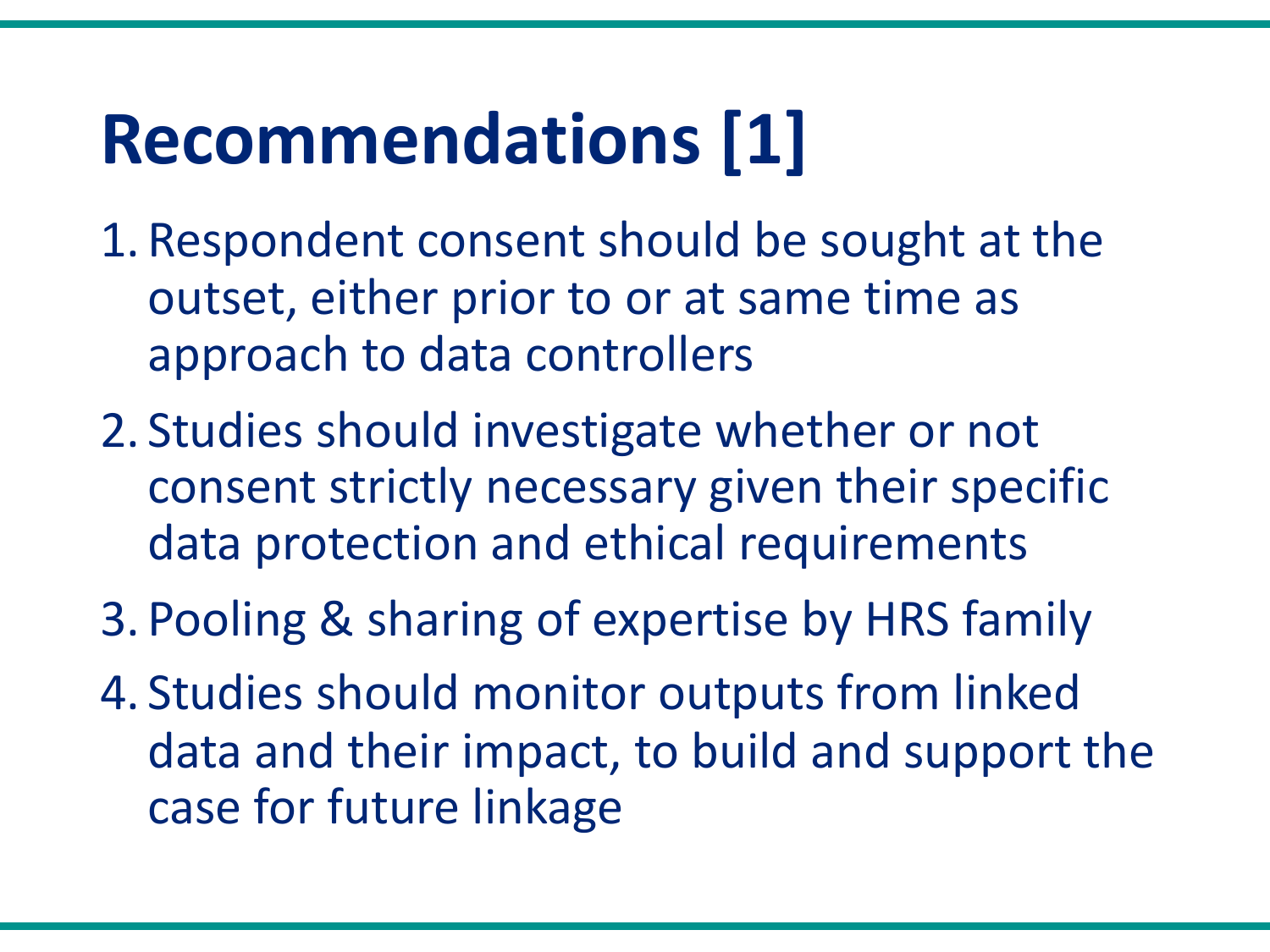# Recommendations [1]

1. Respondent consent should be sought at the outset, either prior to or at same time as approach to data controllers
2. Studies should investigate whether or not consent strictly necessary given their specific data protection and ethical requirements
3. Pooling & sharing of expertise by HRS family
4. Studies should monitor outputs from linked data and their impact, to build and support the case for future linkage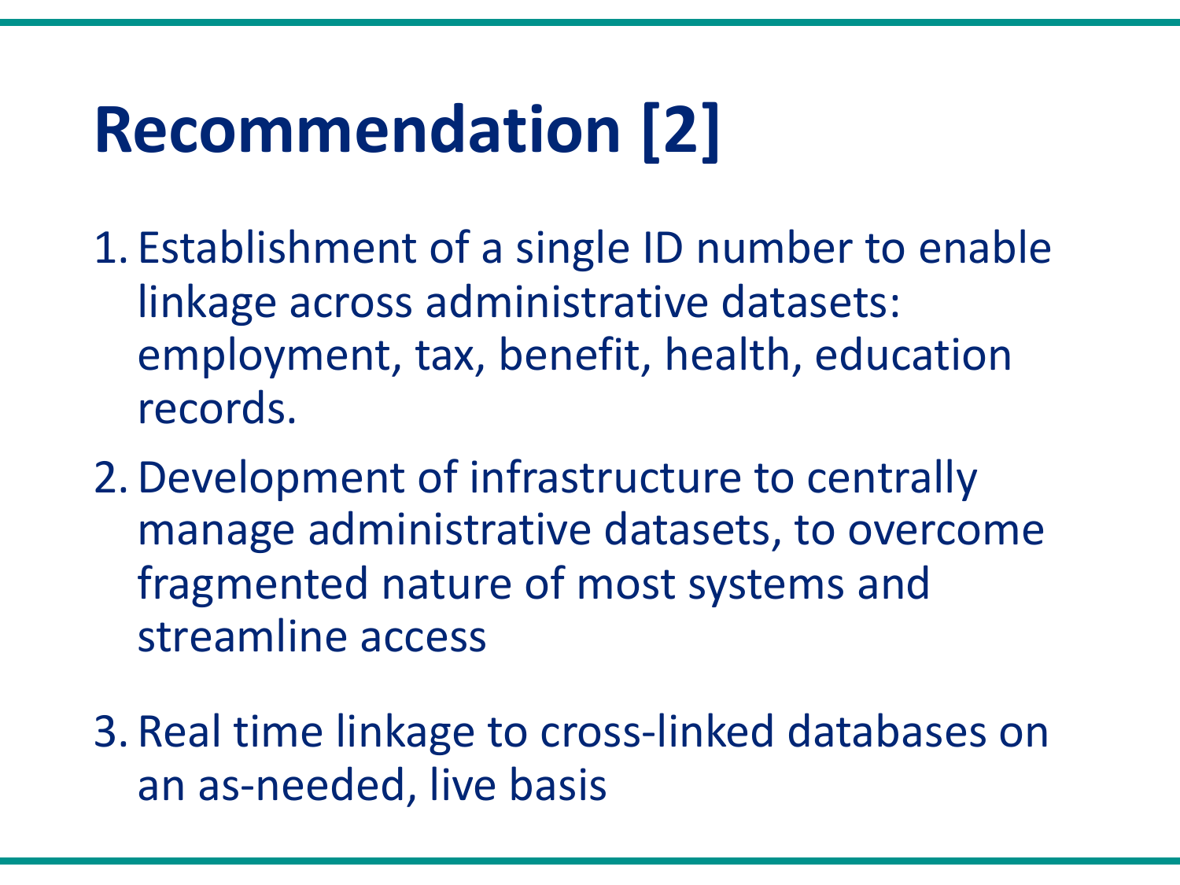# Recommendation [2]

1. Establishment of a single ID number to enable linkage across administrative datasets: employment, tax, benefit, health, education records.
2. Development of infrastructure to centrally manage administrative datasets, to overcome fragmented nature of most systems and streamline access
3. Real time linkage to cross-linked databases on an as-needed, live basis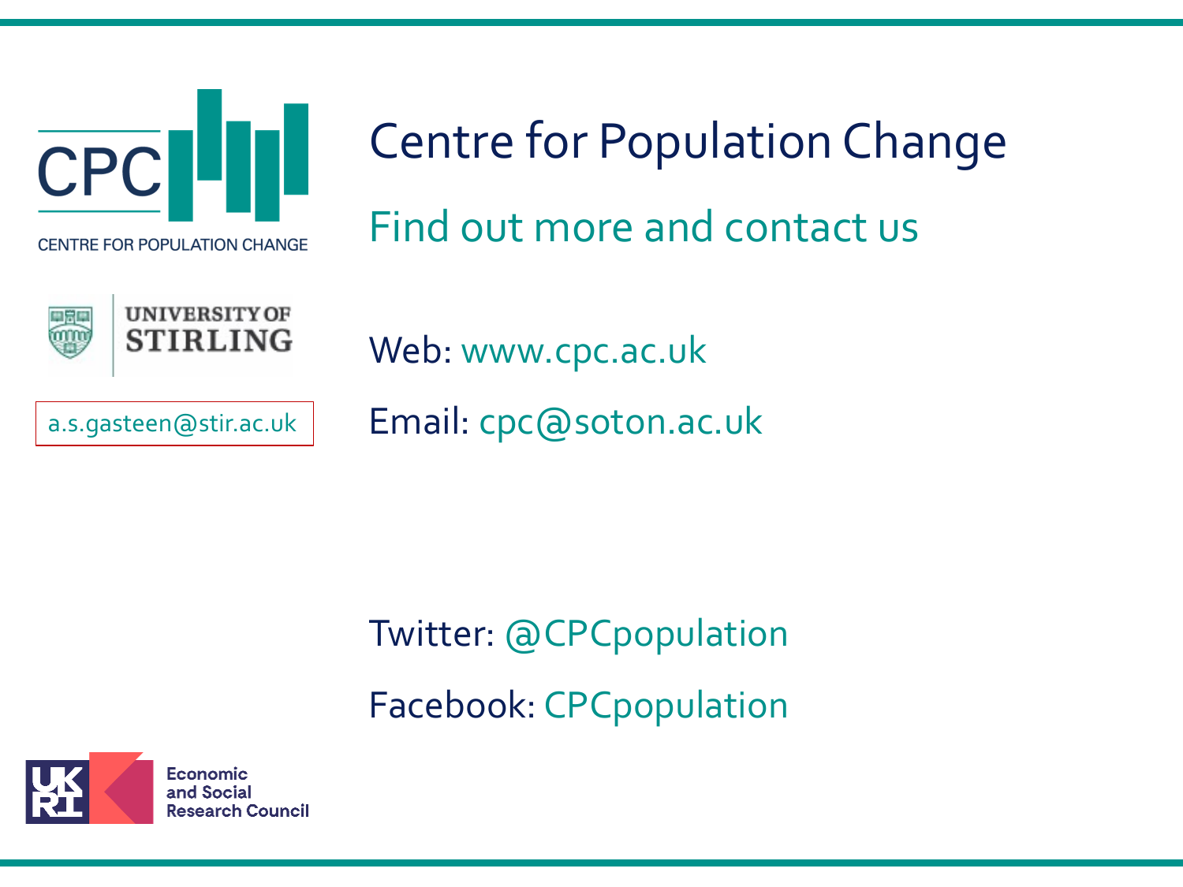CPC

CENTRE FOR POPULATION CHANGE

UNIVERSITY OF STIRLING

a.s.gasteen@stir.ac.uk

# Centre for Population Change

## Find out more and contact us

Web: www.cpc.ac.uk

Email: cpc@soton.ac.uk

Twitter: @CPCpopulation

Facebook: CPCpopulation

UKRI Economic and Social Research Council